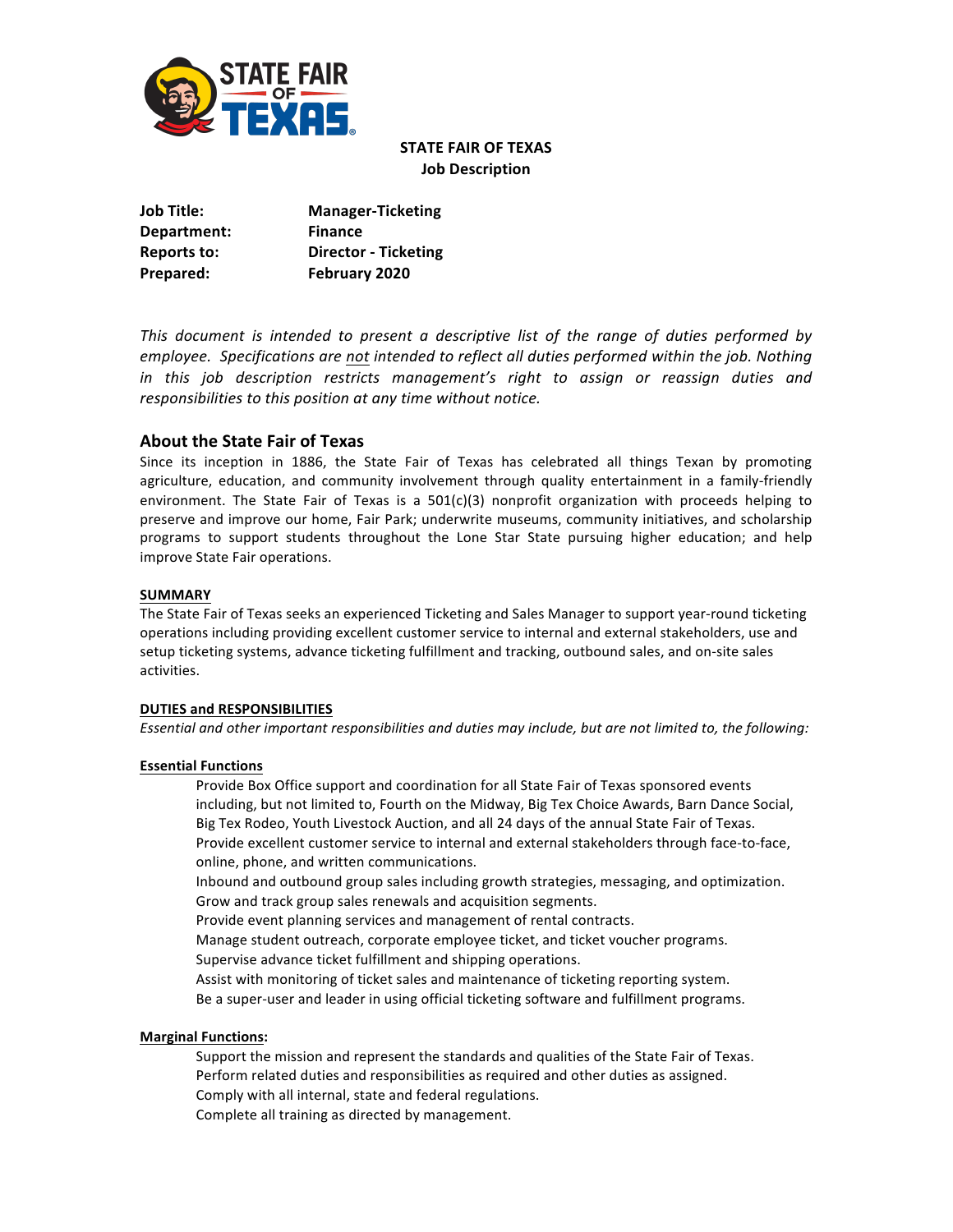**STATE FAIR OF TEXAS**
**Job Description**

| | |
|---|---|
| **Job Title:** | **Manager-Ticketing** |
| **Department:** | **Finance** |
| **Reports to:** | **Director - Ticketing** |
| **Prepared:** | **February 2020** |

*This document is intended to present a descriptive list of the range of duties performed by employee. Specifications are not intended to reflect all duties performed within the job. Nothing in this job description restricts management's right to assign or reassign duties and responsibilities to this position at any time without notice.*

## About the State Fair of Texas

Since its inception in 1886, the State Fair of Texas has celebrated all things Texan by promoting agriculture, education, and community involvement through quality entertainment in a family-friendly environment. The State Fair of Texas is a 501(c)(3) nonprofit organization with proceeds helping to preserve and improve our home, Fair Park; underwrite museums, community initiatives, and scholarship programs to support students throughout the Lone Star State pursuing higher education; and help improve State Fair operations.

**SUMMARY**

The State Fair of Texas seeks an experienced Ticketing and Sales Manager to support year-round ticketing operations including providing excellent customer service to internal and external stakeholders, use and setup ticketing systems, advance ticketing fulfillment and tracking, outbound sales, and on-site sales activities.

**DUTIES and RESPONSIBILITIES**

*Essential and other important responsibilities and duties may include, but are not limited to, the following:*

**Essential Functions**

- Provide Box Office support and coordination for all State Fair of Texas sponsored events including, but not limited to, Fourth on the Midway, Big Tex Choice Awards, Barn Dance Social, Big Tex Rodeo, Youth Livestock Auction, and all 24 days of the annual State Fair of Texas.
- Provide excellent customer service to internal and external stakeholders through face-to-face, online, phone, and written communications.
- Inbound and outbound group sales including growth strategies, messaging, and optimization.
- Grow and track group sales renewals and acquisition segments.
- Provide event planning services and management of rental contracts.
- Manage student outreach, corporate employee ticket, and ticket voucher programs.
- Supervise advance ticket fulfillment and shipping operations.
- Assist with monitoring of ticket sales and maintenance of ticketing reporting system.
- Be a super-user and leader in using official ticketing software and fulfillment programs.

**Marginal Functions:**

- Support the mission and represent the standards and qualities of the State Fair of Texas.
- Perform related duties and responsibilities as required and other duties as assigned.
- Comply with all internal, state and federal regulations.
- Complete all training as directed by management.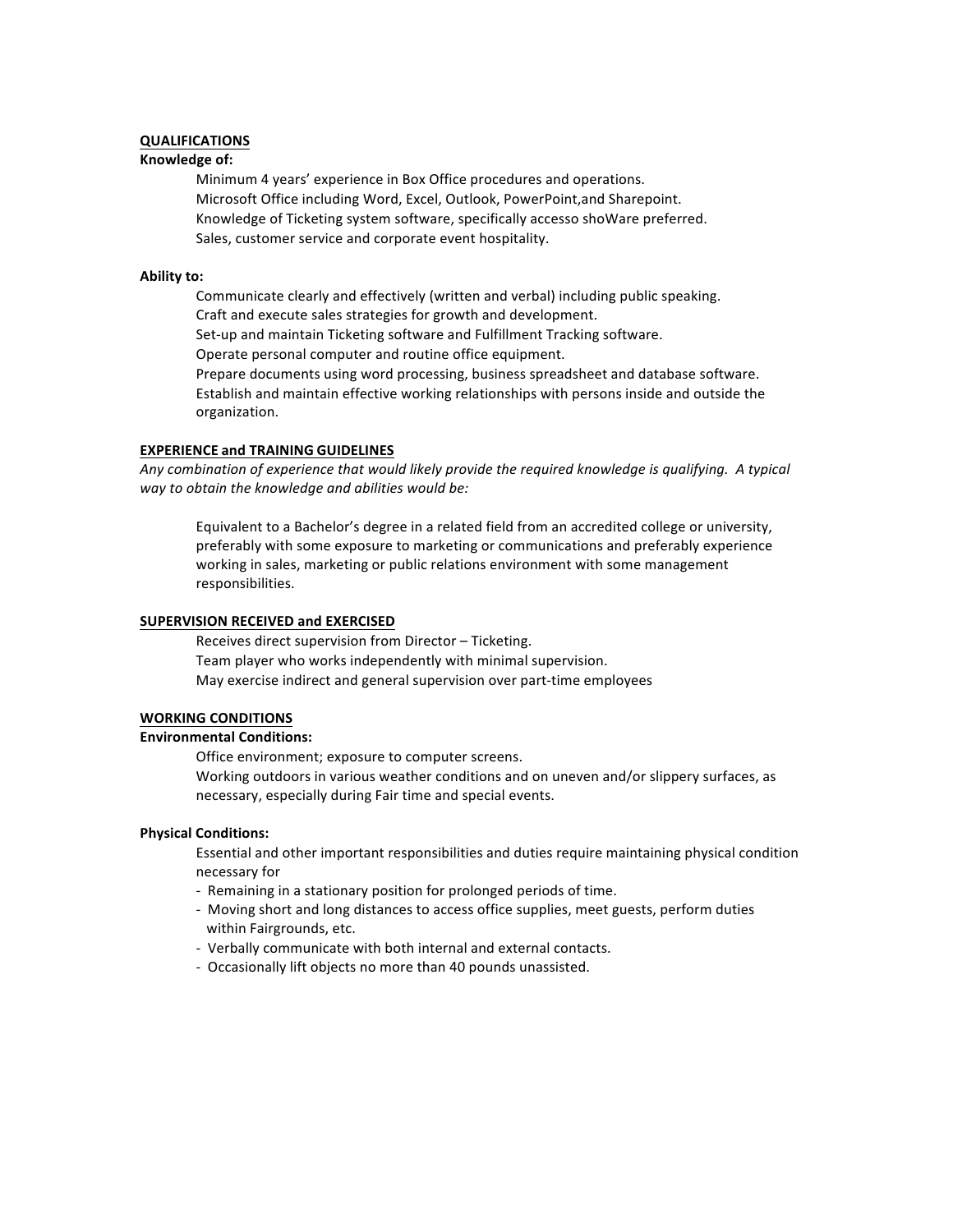**QUALIFICATIONS**

**Knowledge of:**

Minimum 4 years' experience in Box Office procedures and operations.
Microsoft Office including Word, Excel, Outlook, PowerPoint,and Sharepoint.
Knowledge of Ticketing system software, specifically accesso shoWare preferred.
Sales, customer service and corporate event hospitality.

**Ability to:**

Communicate clearly and effectively (written and verbal) including public speaking.
Craft and execute sales strategies for growth and development.
Set-up and maintain Ticketing software and Fulfillment Tracking software.
Operate personal computer and routine office equipment.
Prepare documents using word processing, business spreadsheet and database software.
Establish and maintain effective working relationships with persons inside and outside the organization.

**EXPERIENCE and TRAINING GUIDELINES**

*Any combination of experience that would likely provide the required knowledge is qualifying. A typical way to obtain the knowledge and abilities would be:*

Equivalent to a Bachelor's degree in a related field from an accredited college or university, preferably with some exposure to marketing or communications and preferably experience working in sales, marketing or public relations environment with some management responsibilities.

**SUPERVISION RECEIVED and EXERCISED**

Receives direct supervision from Director – Ticketing.
Team player who works independently with minimal supervision.
May exercise indirect and general supervision over part-time employees

**WORKING CONDITIONS**

**Environmental Conditions:**

Office environment; exposure to computer screens.
Working outdoors in various weather conditions and on uneven and/or slippery surfaces, as necessary, especially during Fair time and special events.

**Physical Conditions:**

Essential and other important responsibilities and duties require maintaining physical condition necessary for

- Remaining in a stationary position for prolonged periods of time.
- Moving short and long distances to access office supplies, meet guests, perform duties within Fairgrounds, etc.
- Verbally communicate with both internal and external contacts.
- Occasionally lift objects no more than 40 pounds unassisted.